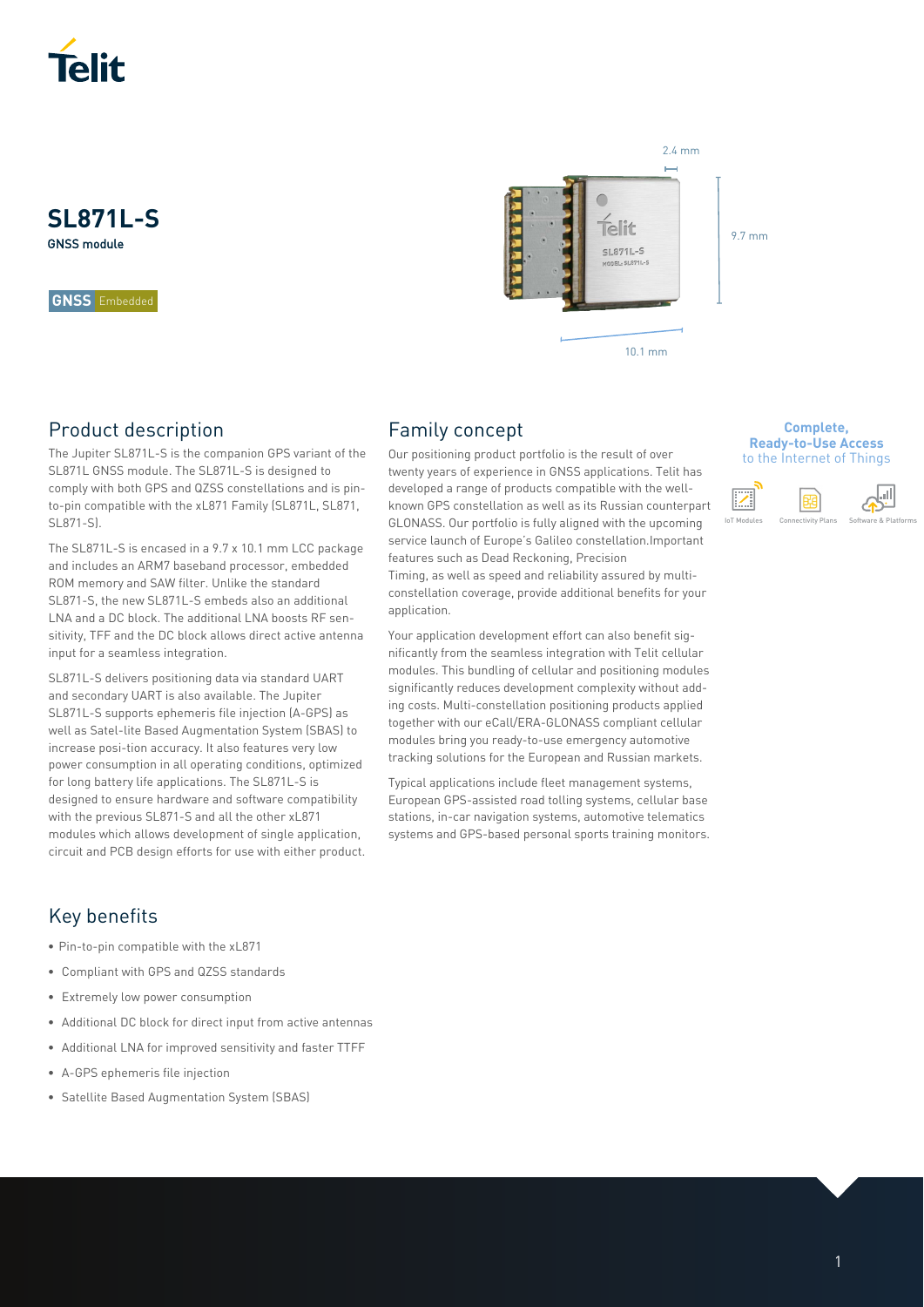# SL871L-S

GNSS module

GNSS Embedded

2.4 mm

9.7 mm

10.1 mm

## Product description

The Jupiter SL871L-S is the companion GPS variant of the SL871L GNSS module. The SL871L-S is designed to comply with both GPS and QZSS constellations and is pin-to-pin compatible with the xL871 Family (SL871L, SL871, SL871-S).

The SL871L-S is encased in a 9.7 x 10.1 mm LCC package and includes an ARM7 baseband processor, embedded ROM memory and SAW filter. Unlike the standard SL871-S, the new SL871L-S embeds also an additional LNA and a DC block. The additional LNA boosts RF sensitivity, TFF and the DC block allows direct active antenna input for a seamless integration.

SL871L-S delivers positioning data via standard UART and secondary UART is also available. The Jupiter SL871L-S supports ephemeris file injection (A-GPS) as well as Satel-lite Based Augmentation System (SBAS) to increase posi-tion accuracy. It also features very low power consumption in all operating conditions, optimized for long battery life applications. The SL871L-S is designed to ensure hardware and software compatibility with the previous SL871-S and all the other xL871 modules which allows development of single application, circuit and PCB design efforts for use with either product.

## Family concept

Our positioning product portfolio is the result of over twenty years of experience in GNSS applications. Telit has developed a range of products compatible with the well-known GPS constellation as well as its Russian counterpart GLONASS. Our portfolio is fully aligned with the upcoming service launch of Europe's Galileo constellation.Important features such as Dead Reckoning, Precision Timing, as well as speed and reliability assured by multi-constellation coverage, provide additional benefits for your application.

Your application development effort can also benefit significantly from the seamless integration with Telit cellular modules. This bundling of cellular and positioning modules significantly reduces development complexity without adding costs. Multi-constellation positioning products applied together with our eCall/ERA-GLONASS compliant cellular modules bring you ready-to-use emergency automotive tracking solutions for the European and Russian markets.

Typical applications include fleet management systems, European GPS-assisted road tolling systems, cellular base stations, in-car navigation systems, automotive telematics systems and GPS-based personal sports training monitors.

**Complete, Ready-to-Use Access** to the Internet of Things

IoT Modules | Connectivity Plans | Software & Platforms

## Key benefits

- Pin-to-pin compatible with the xL871
- Compliant with GPS and QZSS standards
- Extremely low power consumption
- Additional DC block for direct input from active antennas
- Additional LNA for improved sensitivity and faster TTFF
- A-GPS ephemeris file injection
- Satellite Based Augmentation System (SBAS)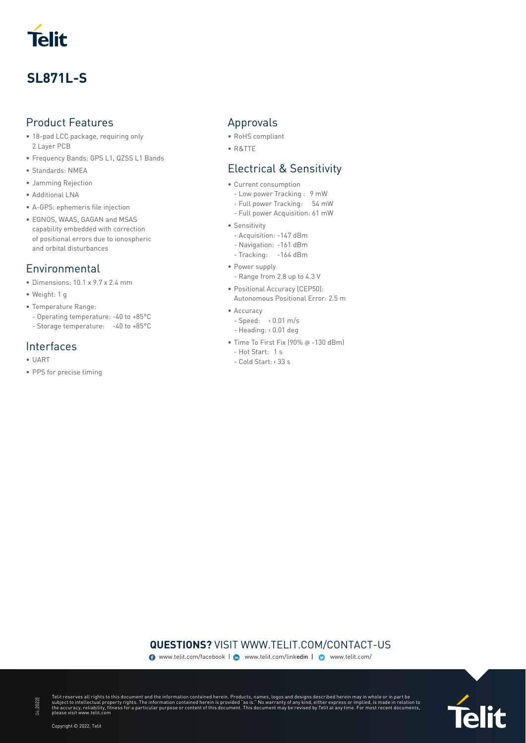# SL871L-S

## Product Features

- 18-pad LCC package, requiring only 2 Layer PCB
- Frequency Bands: GPS L1, QZSS L1 Bands
- Standards: NMEA
- Jamming Rejection
- Additional LNA
- A-GPS: ephemeris file injection
- EGNOS, WAAS, GAGAN and MSAS capability embedded with correction of positional errors due to ionospheric and orbital disturbances

## Environmental

- Dimensions: 10.1 x 9.7 x 2.4 mm
- Weight: 1 g
- Temperature Range:
  - Operating temperature: -40 to +85°C
  - Storage temperature: -40 to +85°C

## Interfaces

- UART
- PPS for precise timing

## Approvals

- RoHS compliant
- R&TTE

## Electrical & Sensitivity

- Current consumption
  - Low power Tracking : 9 mW
  - Full power Tracking: 54 mW
  - Full power Acquisition: 61 mW
- Sensitivity
  - Acquisition: -147 dBm
  - Navigation: -161 dBm
  - Tracking: -164 dBm
- Power supply
  - Range from 2.8 up to 4.3 V
- Positional Accuracy (CEP50): Autonomous Positional Error: 2.5 m
- Accuracy
  - Speed: < 0.01 m/s
  - Heading: < 0.01 deg
- Time To First Fix (90% @ -130 dBm)
  - Hot Start: 1 s
  - Cold Start: < 33 s

**QUESTIONS?** VISIT WWW.TELIT.COM/CONTACT-US

www.telit.com/facebook | www.telit.com/linkedin | www.telit.com/

Telit reserves all rights to this document and the information contained herein. Products, names, logos and designs described herein may in whole or in part be subject to intellectual property rights. The information contained herein is provided "as is." No warranty of any kind, either express or implied, is made in relation to the accuracy, reliability, fitness for a particular purpose or content of this document. This document may be revised by Telit at any time. For most recent documents, please visit www.telit.com

Copyright © 2022, Telit

04.2022